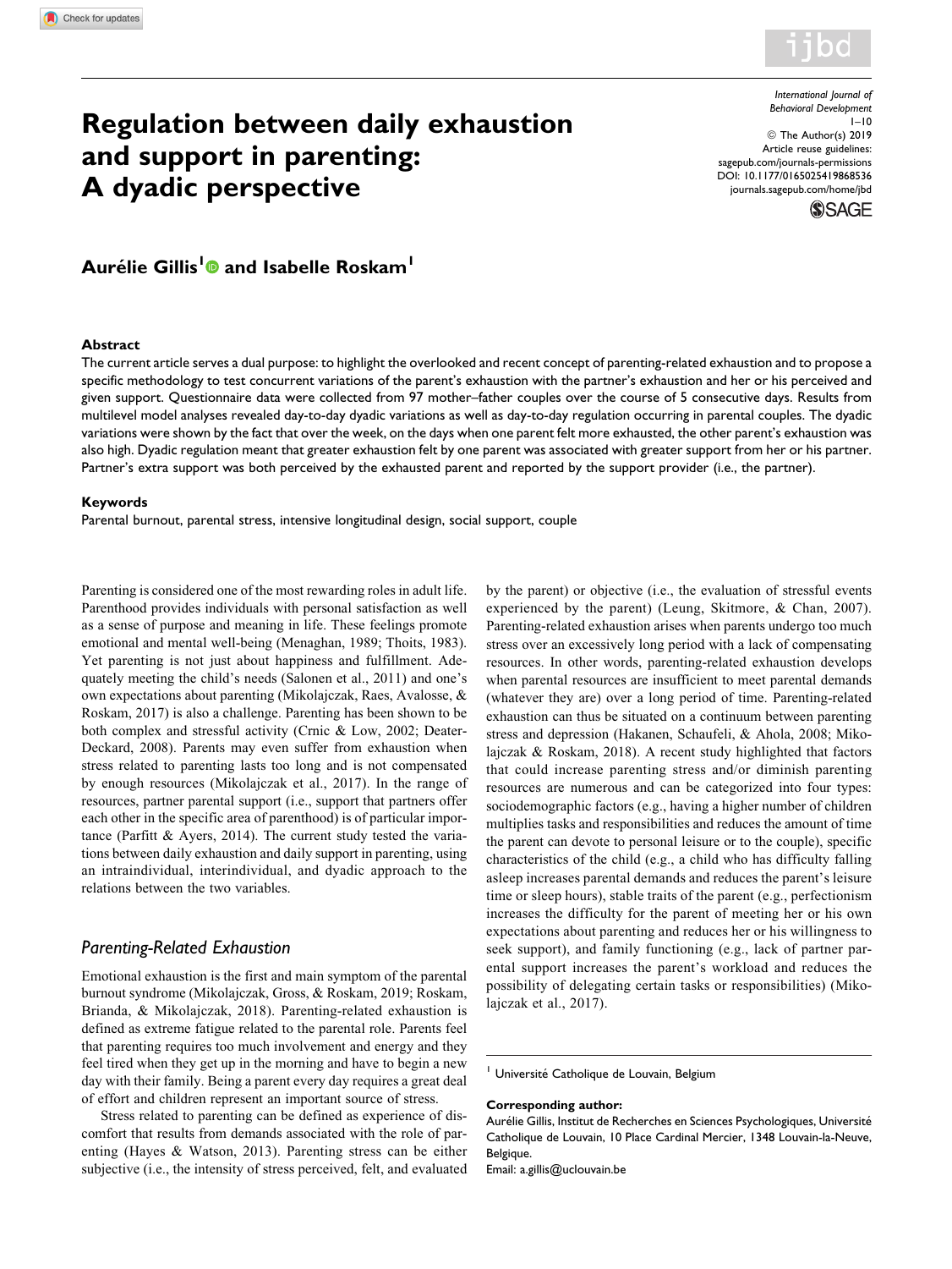# Regulation between daily exhaustion and support in parenting: A dyadic perspective

**Aurélie Gillis[1] and Isabelle Roskam[1]**

### Abstract

The current article serves a dual purpose: to highlight the overlooked and recent concept of parenting-related exhaustion and to propose a specific methodology to test concurrent variations of the parent's exhaustion with the partner's exhaustion and her or his perceived and given support. Questionnaire data were collected from 97 mother–father couples over the course of 5 consecutive days. Results from multilevel model analyses revealed day-to-day dyadic variations as well as day-to-day regulation occurring in parental couples. The dyadic variations were shown by the fact that over the week, on the days when one parent felt more exhausted, the other parent's exhaustion was also high. Dyadic regulation meant that greater exhaustion felt by one parent was associated with greater support from her or his partner. Partner's extra support was both perceived by the exhausted parent and reported by the support provider (i.e., the partner).

### Keywords

Parental burnout, parental stress, intensive longitudinal design, social support, couple

Parenting is considered one of the most rewarding roles in adult life. Parenthood provides individuals with personal satisfaction as well as a sense of purpose and meaning in life. These feelings promote emotional and mental well-being (Menaghan, 1989; Thoits, 1983). Yet parenting is not just about happiness and fulfillment. Adequately meeting the child's needs (Salonen et al., 2011) and one's own expectations about parenting (Mikolajczak, Raes, Avalosse, & Roskam, 2017) is also a challenge. Parenting has been shown to be both complex and stressful activity (Crnic & Low, 2002; Deater-Deckard, 2008). Parents may even suffer from exhaustion when stress related to parenting lasts too long and is not compensated by enough resources (Mikolajczak et al., 2017). In the range of resources, partner parental support (i.e., support that partners offer each other in the specific area of parenthood) is of particular importance (Parfitt & Ayers, 2014). The current study tested the variations between daily exhaustion and daily support in parenting, using an intraindividual, interindividual, and dyadic approach to the relations between the two variables.

## *Parenting-Related Exhaustion*

Emotional exhaustion is the first and main symptom of the parental burnout syndrome (Mikolajczak, Gross, & Roskam, 2019; Roskam, Brianda, & Mikolajczak, 2018). Parenting-related exhaustion is defined as extreme fatigue related to the parental role. Parents feel that parenting requires too much involvement and energy and they feel tired when they get up in the morning and have to begin a new day with their family. Being a parent every day requires a great deal of effort and children represent an important source of stress.

Stress related to parenting can be defined as experience of discomfort that results from demands associated with the role of parenting (Hayes & Watson, 2013). Parenting stress can be either subjective (i.e., the intensity of stress perceived, felt, and evaluated by the parent) or objective (i.e., the evaluation of stressful events experienced by the parent) (Leung, Skitmore, & Chan, 2007). Parenting-related exhaustion arises when parents undergo too much stress over an excessively long period with a lack of compensating resources. In other words, parenting-related exhaustion develops when parental resources are insufficient to meet parental demands (whatever they are) over a long period of time. Parenting-related exhaustion can thus be situated on a continuum between parenting stress and depression (Hakanen, Schaufeli, & Ahola, 2008; Mikolajczak & Roskam, 2018). A recent study highlighted that factors that could increase parenting stress and/or diminish parenting resources are numerous and can be categorized into four types: sociodemographic factors (e.g., having a higher number of children multiplies tasks and responsibilities and reduces the amount of time the parent can devote to personal leisure or to the couple), specific characteristics of the child (e.g., a child who has difficulty falling asleep increases parental demands and reduces the parent's leisure time or sleep hours), stable traits of the parent (e.g., perfectionism increases the difficulty for the parent of meeting her or his own expectations about parenting and reduces her or his willingness to seek support), and family functioning (e.g., lack of partner parental support increases the parent's workload and reduces the possibility of delegating certain tasks or responsibilities) (Mikolajczak et al., 2017).

[1] Université Catholique de Louvain, Belgium

**Corresponding author:**
Aurélie Gillis, Institut de Recherches en Sciences Psychologiques, Université Catholique de Louvain, 10 Place Cardinal Mercier, 1348 Louvain-la-Neuve, Belgique.
Email: a.gillis@uclouvain.be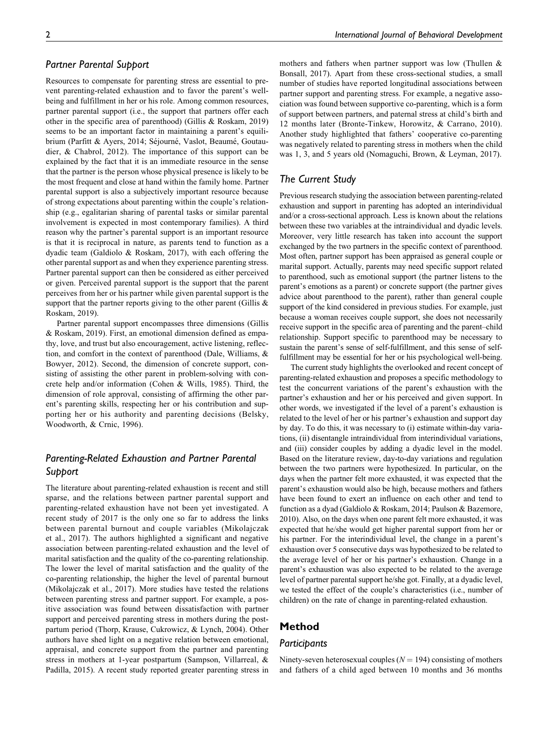### Partner Parental Support

Resources to compensate for parenting stress are essential to prevent parenting-related exhaustion and to favor the parent's well-being and fulfillment in her or his role. Among common resources, partner parental support (i.e., the support that partners offer each other in the specific area of parenthood) (Gillis & Roskam, 2019) seems to be an important factor in maintaining a parent's equilibrium (Parfitt & Ayers, 2014; Séjourné, Vaslot, Beaumé, Goutaudier, & Chabrol, 2012). The importance of this support can be explained by the fact that it is an immediate resource in the sense that the partner is the person whose physical presence is likely to be the most frequent and close at hand within the family home. Partner parental support is also a subjectively important resource because of strong expectations about parenting within the couple's relationship (e.g., egalitarian sharing of parental tasks or similar parental involvement is expected in most contemporary families). A third reason why the partner's parental support is an important resource is that it is reciprocal in nature, as parents tend to function as a dyadic team (Galdiolo & Roskam, 2017), with each offering the other parental support as and when they experience parenting stress. Partner parental support can then be considered as either perceived or given. Perceived parental support is the support that the parent perceives from her or his partner while given parental support is the support that the partner reports giving to the other parent (Gillis & Roskam, 2019).

Partner parental support encompasses three dimensions (Gillis & Roskam, 2019). First, an emotional dimension defined as empathy, love, and trust but also encouragement, active listening, reflection, and comfort in the context of parenthood (Dale, Williams, & Bowyer, 2012). Second, the dimension of concrete support, consisting of assisting the other parent in problem-solving with concrete help and/or information (Cohen & Wills, 1985). Third, the dimension of role approval, consisting of affirming the other parent's parenting skills, respecting her or his contribution and supporting her or his authority and parenting decisions (Belsky, Woodworth, & Crnic, 1996).

### Parenting-Related Exhaustion and Partner Parental Support

The literature about parenting-related exhaustion is recent and still sparse, and the relations between partner parental support and parenting-related exhaustion have not been yet investigated. A recent study of 2017 is the only one so far to address the links between parental burnout and couple variables (Mikolajczak et al., 2017). The authors highlighted a significant and negative association between parenting-related exhaustion and the level of marital satisfaction and the quality of the co-parenting relationship. The lower the level of marital satisfaction and the quality of the co-parenting relationship, the higher the level of parental burnout (Mikolajczak et al., 2017). More studies have tested the relations between parenting stress and partner support. For example, a positive association was found between dissatisfaction with partner support and perceived parenting stress in mothers during the postpartum period (Thorp, Krause, Cukrowicz, & Lynch, 2004). Other authors have shed light on a negative relation between emotional, appraisal, and concrete support from the partner and parenting stress in mothers at 1-year postpartum (Sampson, Villarreal, & Padilla, 2015). A recent study reported greater parenting stress in mothers and fathers when partner support was low (Thullen & Bonsall, 2017). Apart from these cross-sectional studies, a small number of studies have reported longitudinal associations between partner support and parenting stress. For example, a negative association was found between supportive co-parenting, which is a form of support between partners, and paternal stress at child's birth and 12 months later (Bronte-Tinkew, Horowitz, & Carrano, 2010). Another study highlighted that fathers' cooperative co-parenting was negatively related to parenting stress in mothers when the child was 1, 3, and 5 years old (Nomaguchi, Brown, & Leyman, 2017).

### The Current Study

Previous research studying the association between parenting-related exhaustion and support in parenting has adopted an interindividual and/or a cross-sectional approach. Less is known about the relations between these two variables at the intraindividual and dyadic levels. Moreover, very little research has taken into account the support exchanged by the two partners in the specific context of parenthood. Most often, partner support has been appraised as general couple or marital support. Actually, parents may need specific support related to parenthood, such as emotional support (the partner listens to the parent's emotions as a parent) or concrete support (the partner gives advice about parenthood to the parent), rather than general couple support of the kind considered in previous studies. For example, just because a woman receives couple support, she does not necessarily receive support in the specific area of parenting and the parent–child relationship. Support specific to parenthood may be necessary to sustain the parent's sense of self-fulfillment, and this sense of self-fulfillment may be essential for her or his psychological well-being.

The current study highlights the overlooked and recent concept of parenting-related exhaustion and proposes a specific methodology to test the concurrent variations of the parent's exhaustion with the partner's exhaustion and her or his perceived and given support. In other words, we investigated if the level of a parent's exhaustion is related to the level of her or his partner's exhaustion and support day by day. To do this, it was necessary to (i) estimate within-day variations, (ii) disentangle intraindividual from interindividual variations, and (iii) consider couples by adding a dyadic level in the model. Based on the literature review, day-to-day variations and regulation between the two partners were hypothesized. In particular, on the days when the partner felt more exhausted, it was expected that the parent's exhaustion would also be high, because mothers and fathers have been found to exert an influence on each other and tend to function as a dyad (Galdiolo & Roskam, 2014; Paulson & Bazemore, 2010). Also, on the days when one parent felt more exhausted, it was expected that he/she would get higher parental support from her or his partner. For the interindividual level, the change in a parent's exhaustion over 5 consecutive days was hypothesized to be related to the average level of her or his partner's exhaustion. Change in a parent's exhaustion was also expected to be related to the average level of partner parental support he/she got. Finally, at a dyadic level, we tested the effect of the couple's characteristics (i.e., number of children) on the rate of change in parenting-related exhaustion.

## Method

### Participants

Ninety-seven heterosexual couples ($N = 194$) consisting of mothers and fathers of a child aged between 10 months and 36 months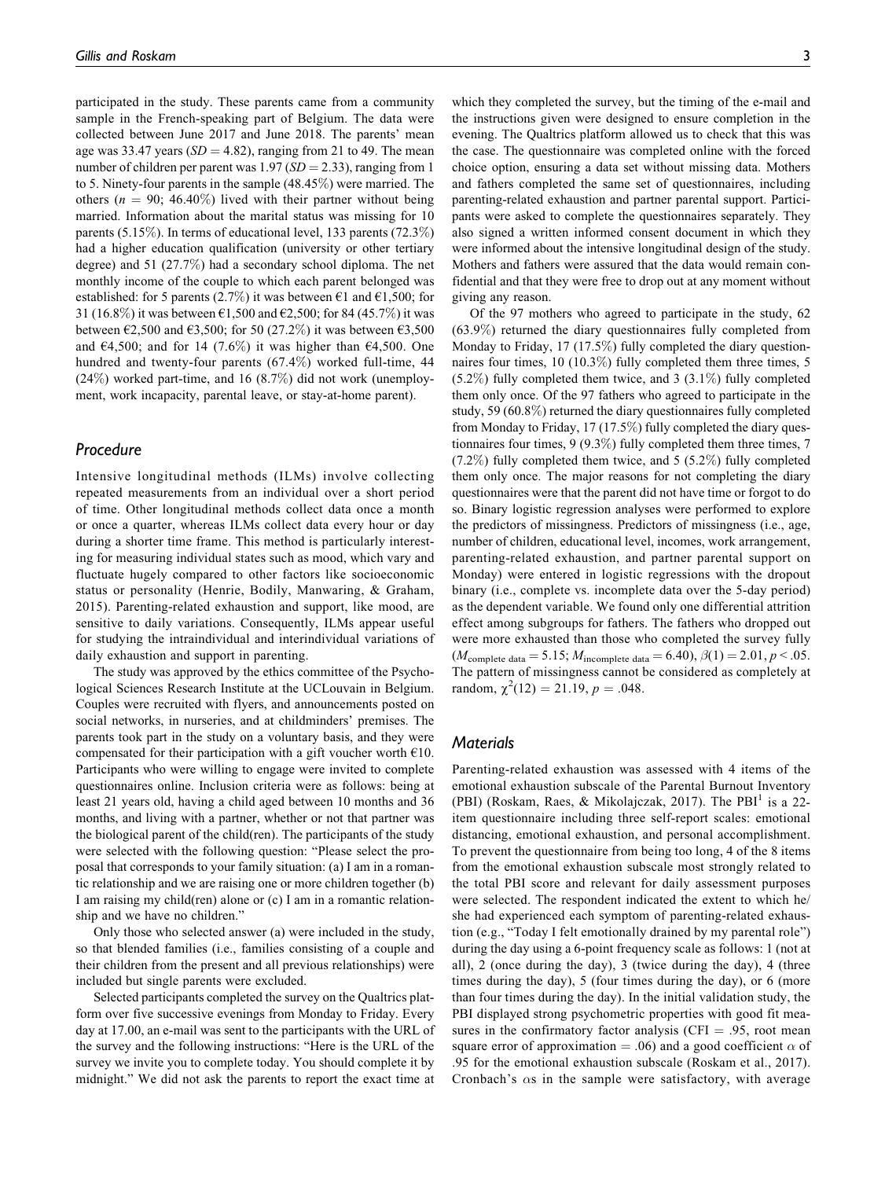participated in the study. These parents came from a community sample in the French-speaking part of Belgium. The data were collected between June 2017 and June 2018. The parents' mean age was 33.47 years ($SD = 4.82$), ranging from 21 to 49. The mean number of children per parent was 1.97 ($SD = 2.33$), ranging from 1 to 5. Ninety-four parents in the sample (48.45%) were married. The others ($n = 90$; 46.40%) lived with their partner without being married. Information about the marital status was missing for 10 parents (5.15%). In terms of educational level, 133 parents (72.3%) had a higher education qualification (university or other tertiary degree) and 51 (27.7%) had a secondary school diploma. The net monthly income of the couple to which each parent belonged was established: for 5 parents (2.7%) it was between €1 and €1,500; for 31 (16.8%) it was between €1,500 and €2,500; for 84 (45.7%) it was between €2,500 and €3,500; for 50 (27.2%) it was between €3,500 and €4,500; and for 14 (7.6%) it was higher than €4,500. One hundred and twenty-four parents (67.4%) worked full-time, 44 (24%) worked part-time, and 16 (8.7%) did not work (unemployment, work incapacity, parental leave, or stay-at-home parent).

## Procedure

Intensive longitudinal methods (ILMs) involve collecting repeated measurements from an individual over a short period of time. Other longitudinal methods collect data once a month or once a quarter, whereas ILMs collect data every hour or day during a shorter time frame. This method is particularly interesting for measuring individual states such as mood, which vary and fluctuate hugely compared to other factors like socioeconomic status or personality (Henrie, Bodily, Manwaring, & Graham, 2015). Parenting-related exhaustion and support, like mood, are sensitive to daily variations. Consequently, ILMs appear useful for studying the intraindividual and interindividual variations of daily exhaustion and support in parenting.

The study was approved by the ethics committee of the Psychological Sciences Research Institute at the UCLouvain in Belgium. Couples were recruited with flyers, and announcements posted on social networks, in nurseries, and at childminders' premises. The parents took part in the study on a voluntary basis, and they were compensated for their participation with a gift voucher worth €10. Participants who were willing to engage were invited to complete questionnaires online. Inclusion criteria were as follows: being at least 21 years old, having a child aged between 10 months and 36 months, and living with a partner, whether or not that partner was the biological parent of the child(ren). The participants of the study were selected with the following question: "Please select the proposal that corresponds to your family situation: (a) I am in a romantic relationship and we are raising one or more children together (b) I am raising my child(ren) alone or (c) I am in a romantic relationship and we have no children."

Only those who selected answer (a) were included in the study, so that blended families (i.e., families consisting of a couple and their children from the present and all previous relationships) were included but single parents were excluded.

Selected participants completed the survey on the Qualtrics platform over five successive evenings from Monday to Friday. Every day at 17.00, an e-mail was sent to the participants with the URL of the survey and the following instructions: "Here is the URL of the survey we invite you to complete today. You should complete it by midnight." We did not ask the parents to report the exact time at which they completed the survey, but the timing of the e-mail and the instructions given were designed to ensure completion in the evening. The Qualtrics platform allowed us to check that this was the case. The questionnaire was completed online with the forced choice option, ensuring a data set without missing data. Mothers and fathers completed the same set of questionnaires, including parenting-related exhaustion and partner parental support. Participants were asked to complete the questionnaires separately. They also signed a written informed consent document in which they were informed about the intensive longitudinal design of the study. Mothers and fathers were assured that the data would remain confidential and that they were free to drop out at any moment without giving any reason.

Of the 97 mothers who agreed to participate in the study, 62 (63.9%) returned the diary questionnaires fully completed from Monday to Friday, 17 (17.5%) fully completed the diary questionnaires four times, 10 (10.3%) fully completed them three times, 5 (5.2%) fully completed them twice, and 3 (3.1%) fully completed them only once. Of the 97 fathers who agreed to participate in the study, 59 (60.8%) returned the diary questionnaires fully completed from Monday to Friday, 17 (17.5%) fully completed the diary questionnaires four times, 9 (9.3%) fully completed them three times, 7 (7.2%) fully completed them twice, and 5 (5.2%) fully completed them only once. The major reasons for not completing the diary questionnaires were that the parent did not have time or forgot to do so. Binary logistic regression analyses were performed to explore the predictors of missingness. Predictors of missingness (i.e., age, number of children, educational level, incomes, work arrangement, parenting-related exhaustion, and partner parental support on Monday) were entered in logistic regressions with the dropout binary (i.e., complete vs. incomplete data over the 5-day period) as the dependent variable. We found only one differential attrition effect among subgroups for fathers. The fathers who dropped out were more exhausted than those who completed the survey fully ($M_{\text{complete data}} = 5.15$; $M_{\text{incomplete data}} = 6.40$), $\beta(1) = 2.01$, $p < .05$. The pattern of missingness cannot be considered as completely at random, $\chi^2(12) = 21.19$, $p = .048$.

## Materials

Parenting-related exhaustion was assessed with 4 items of the emotional exhaustion subscale of the Parental Burnout Inventory (PBI) (Roskam, Raes, & Mikolajczak, 2017). The PBI[1] is a 22-item questionnaire including three self-report scales: emotional distancing, emotional exhaustion, and personal accomplishment. To prevent the questionnaire from being too long, 4 of the 8 items from the emotional exhaustion subscale most strongly related to the total PBI score and relevant for daily assessment purposes were selected. The respondent indicated the extent to which he/she had experienced each symptom of parenting-related exhaustion (e.g., "Today I felt emotionally drained by my parental role") during the day using a 6-point frequency scale as follows: 1 (not at all), 2 (once during the day), 3 (twice during the day), 4 (three times during the day), 5 (four times during the day), or 6 (more than four times during the day). In the initial validation study, the PBI displayed strong psychometric properties with good fit measures in the confirmatory factor analysis (CFI = .95, root mean square error of approximation = .06) and a good coefficient $\alpha$ of .95 for the emotional exhaustion subscale (Roskam et al., 2017). Cronbach's $\alpha$s in the sample were satisfactory, with average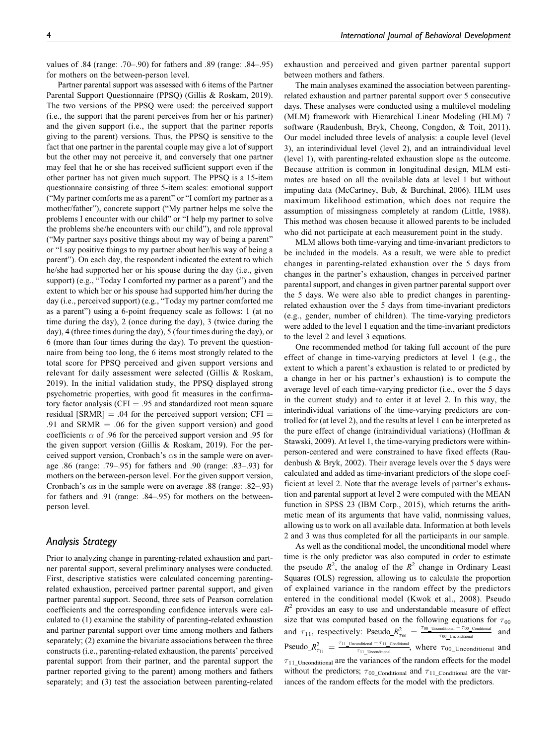values of .84 (range: .70–.90) for fathers and .89 (range: .84–.95) for mothers on the between-person level.

Partner parental support was assessed with 6 items of the Partner Parental Support Questionnaire (PPSQ) (Gillis & Roskam, 2019). The two versions of the PPSQ were used: the perceived support (i.e., the support that the parent perceives from her or his partner) and the given support (i.e., the support that the partner reports giving to the parent) versions. Thus, the PPSQ is sensitive to the fact that one partner in the parental couple may give a lot of support but the other may not perceive it, and conversely that one partner may feel that he or she has received sufficient support even if the other partner has not given much support. The PPSQ is a 15-item questionnaire consisting of three 5-item scales: emotional support ("My partner comforts me as a parent" or "I comfort my partner as a mother/father"), concrete support ("My partner helps me solve the problems I encounter with our child" or "I help my partner to solve the problems she/he encounters with our child"), and role approval ("My partner says positive things about my way of being a parent" or "I say positive things to my partner about her/his way of being a parent"). On each day, the respondent indicated the extent to which he/she had supported her or his spouse during the day (i.e., given support) (e.g., "Today I comforted my partner as a parent") and the extent to which her or his spouse had supported him/her during the day (i.e., perceived support) (e.g., "Today my partner comforted me as a parent") using a 6-point frequency scale as follows: 1 (at no time during the day), 2 (once during the day), 3 (twice during the day), 4 (three times during the day), 5 (four times during the day), or 6 (more than four times during the day). To prevent the questionnaire from being too long, the 6 items most strongly related to the total score for PPSQ perceived and given support versions and relevant for daily assessment were selected (Gillis & Roskam, 2019). In the initial validation study, the PPSQ displayed strong psychometric properties, with good fit measures in the confirmatory factor analysis (CFI = .95 and standardized root mean square residual [SRMR] = .04 for the perceived support version; CFI = .91 and SRMR = .06 for the given support version) and good coefficients $\alpha$ of .96 for the perceived support version and .95 for the given support version (Gillis & Roskam, 2019). For the perceived support version, Cronbach's $\alpha$s in the sample were on average .86 (range: .79–.95) for fathers and .90 (range: .83–.93) for mothers on the between-person level. For the given support version, Cronbach's $\alpha$s in the sample were on average .88 (range: .82–.93) for fathers and .91 (range: .84–.95) for mothers on the between-person level.

## Analysis Strategy

Prior to analyzing change in parenting-related exhaustion and partner parental support, several preliminary analyses were conducted. First, descriptive statistics were calculated concerning parenting-related exhaustion, perceived partner parental support, and given partner parental support. Second, three sets of Pearson correlation coefficients and the corresponding confidence intervals were calculated to (1) examine the stability of parenting-related exhaustion and partner parental support over time among mothers and fathers separately; (2) examine the bivariate associations between the three constructs (i.e., parenting-related exhaustion, the parents' perceived parental support from their partner, and the parental support the partner reported giving to the parent) among mothers and fathers separately; and (3) test the association between parenting-related exhaustion and perceived and given partner parental support between mothers and fathers.

The main analyses examined the association between parenting-related exhaustion and partner parental support over 5 consecutive days. These analyses were conducted using a multilevel modeling (MLM) framework with Hierarchical Linear Modeling (HLM) 7 software (Raudenbush, Bryk, Cheong, Congdon, & Toit, 2011). Our model included three levels of analysis: a couple level (level 3), an interindividual level (level 2), and an intraindividual level (level 1), with parenting-related exhaustion slope as the outcome. Because attrition is common in longitudinal design, MLM estimates are based on all the available data at level 1 but without imputing data (McCartney, Bub, & Burchinal, 2006). HLM uses maximum likelihood estimation, which does not require the assumption of missingness completely at random (Little, 1988). This method was chosen because it allowed parents to be included who did not participate at each measurement point in the study.

MLM allows both time-varying and time-invariant predictors to be included in the models. As a result, we were able to predict changes in parenting-related exhaustion over the 5 days from changes in the partner's exhaustion, changes in perceived partner parental support, and changes in given partner parental support over the 5 days. We were also able to predict changes in parenting-related exhaustion over the 5 days from time-invariant predictors (e.g., gender, number of children). The time-varying predictors were added to the level 1 equation and the time-invariant predictors to the level 2 and level 3 equations.

One recommended method for taking full account of the pure effect of change in time-varying predictors at level 1 (e.g., the extent to which a parent's exhaustion is related to or predicted by a change in her or his partner's exhaustion) is to compute the average level of each time-varying predictor (i.e., over the 5 days in the current study) and to enter it at level 2. In this way, the interindividual variations of the time-varying predictors are controlled for (at level 2), and the results at level 1 can be interpreted as the pure effect of change (intraindividual variations) (Hoffman & Stawski, 2009). At level 1, the time-varying predictors were within-person-centered and were constrained to have fixed effects (Raudenbush & Bryk, 2002). Their average levels over the 5 days were calculated and added as time-invariant predictors of the slope coefficient at level 2. Note that the average levels of partner's exhaustion and parental support at level 2 were computed with the MEAN function in SPSS 23 (IBM Corp., 2015), which returns the arithmetic mean of its arguments that have valid, nonmissing values, allowing us to work on all available data. Information at both levels 2 and 3 was thus completed for all the participants in our sample.

As well as the conditional model, the unconditional model where time is the only predictor was also computed in order to estimate the pseudo $R^2$, the analog of the $R^2$ change in Ordinary Least Squares (OLS) regression, allowing us to calculate the proportion of explained variance in the random effect by the predictors entered in the conditional model (Kwok et al., 2008). Pseudo $R^2$ provides an easy to use and understandable measure of effect size that was computed based on the following equations for $\tau_{00}$ and $\tau_{11}$, respectively: $\text{Pseudo\_}R^2_{\tau_{00}} = \frac{\tau_{00\_\text{Unconditional}} - \tau_{00\_\text{Conditional}}}{\tau_{00\_\text{Unconditional}}}$ and $\text{Pseudo\_}R^2_{\tau_{11}} = \frac{\tau_{11\_\text{Unconditional}} - \tau_{11\_\text{Conditional}}}{\tau_{11\_\text{Unconditional}}}$, where $\tau_{00\_\text{Unconditional}}$ and $\tau_{11\_\text{Unconditional}}$ are the variances of the random effects for the model without the predictors; $\tau_{00\_\text{Conditional}}$ and $\tau_{11\_\text{Conditional}}$ are the variances of the random effects for the model with the predictors.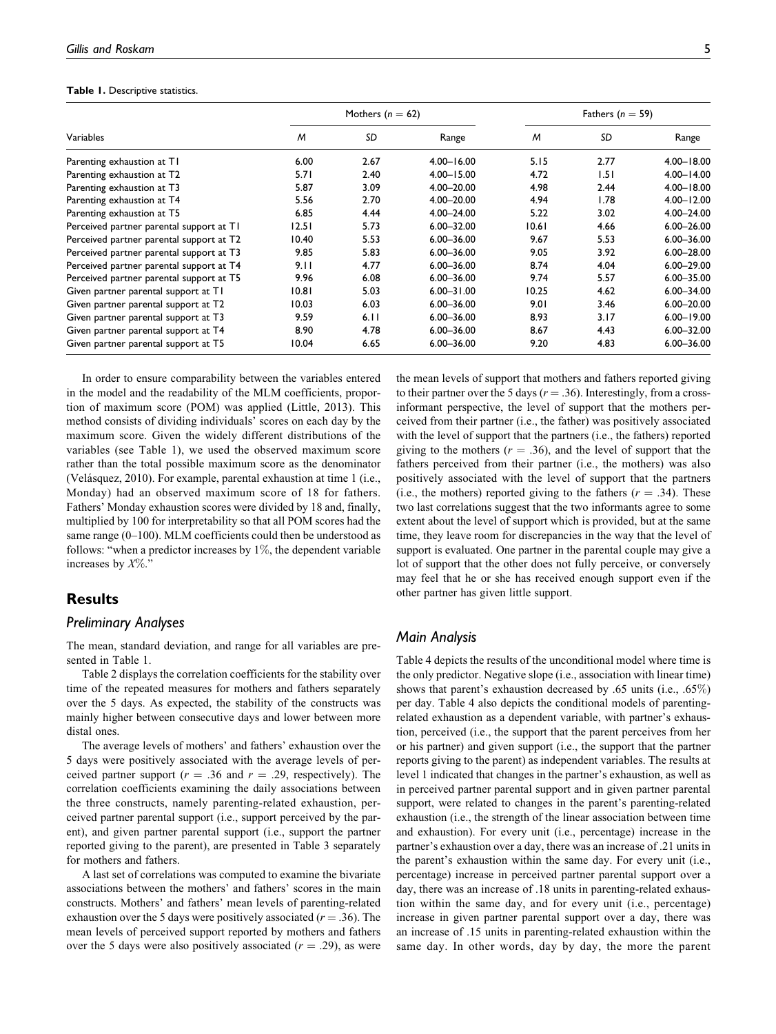**Table 1.** Descriptive statistics.

| Variables | Mothers ($n$ = 62) | | | Fathers ($n$ = 59) | | |
|---|---|---|---|---|---|---|
| | *M* | *SD* | Range | *M* | *SD* | Range |
| Parenting exhaustion at T1 | 6.00 | 2.67 | 4.00–16.00 | 5.15 | 2.77 | 4.00–18.00 |
| Parenting exhaustion at T2 | 5.71 | 2.40 | 4.00–15.00 | 4.72 | 1.51 | 4.00–14.00 |
| Parenting exhaustion at T3 | 5.87 | 3.09 | 4.00–20.00 | 4.98 | 2.44 | 4.00–18.00 |
| Parenting exhaustion at T4 | 5.56 | 2.70 | 4.00–20.00 | 4.94 | 1.78 | 4.00–12.00 |
| Parenting exhaustion at T5 | 6.85 | 4.44 | 4.00–24.00 | 5.22 | 3.02 | 4.00–24.00 |
| Perceived partner parental support at T1 | 12.51 | 5.73 | 6.00–32.00 | 10.61 | 4.66 | 6.00–26.00 |
| Perceived partner parental support at T2 | 10.40 | 5.53 | 6.00–36.00 | 9.67 | 5.53 | 6.00–36.00 |
| Perceived partner parental support at T3 | 9.85 | 5.83 | 6.00–36.00 | 9.05 | 3.92 | 6.00–28.00 |
| Perceived partner parental support at T4 | 9.11 | 4.77 | 6.00–36.00 | 8.74 | 4.04 | 6.00–29.00 |
| Perceived partner parental support at T5 | 9.96 | 6.08 | 6.00–36.00 | 9.74 | 5.57 | 6.00–35.00 |
| Given partner parental support at T1 | 10.81 | 5.03 | 6.00–31.00 | 10.25 | 4.62 | 6.00–34.00 |
| Given partner parental support at T2 | 10.03 | 6.03 | 6.00–36.00 | 9.01 | 3.46 | 6.00–20.00 |
| Given partner parental support at T3 | 9.59 | 6.11 | 6.00–36.00 | 8.93 | 3.17 | 6.00–19.00 |
| Given partner parental support at T4 | 8.90 | 4.78 | 6.00–36.00 | 8.67 | 4.43 | 6.00–32.00 |
| Given partner parental support at T5 | 10.04 | 6.65 | 6.00–36.00 | 9.20 | 4.83 | 6.00–36.00 |

In order to ensure comparability between the variables entered in the model and the readability of the MLM coefficients, proportion of maximum score (POM) was applied (Little, 2013). This method consists of dividing individuals' scores on each day by the maximum score. Given the widely different distributions of the variables (see Table 1), we used the observed maximum score rather than the total possible maximum score as the denominator (Velásquez, 2010). For example, parental exhaustion at time 1 (i.e., Monday) had an observed maximum score of 18 for fathers. Fathers' Monday exhaustion scores were divided by 18 and, finally, multiplied by 100 for interpretability so that all POM scores had the same range (0–100). MLM coefficients could then be understood as follows: "when a predictor increases by 1%, the dependent variable increases by *X*%."

## Results

### Preliminary Analyses

The mean, standard deviation, and range for all variables are presented in Table 1.

Table 2 displays the correlation coefficients for the stability over time of the repeated measures for mothers and fathers separately over the 5 days. As expected, the stability of the constructs was mainly higher between consecutive days and lower between more distal ones.

The average levels of mothers' and fathers' exhaustion over the 5 days were positively associated with the average levels of perceived partner support ($r$ = .36 and $r$ = .29, respectively). The correlation coefficients examining the daily associations between the three constructs, namely parenting-related exhaustion, perceived partner parental support (i.e., support perceived by the parent), and given partner parental support (i.e., support the partner reported giving to the parent), are presented in Table 3 separately for mothers and fathers.

A last set of correlations was computed to examine the bivariate associations between the mothers' and fathers' scores in the main constructs. Mothers' and fathers' mean levels of parenting-related exhaustion over the 5 days were positively associated ($r$ = .36). The mean levels of perceived support reported by mothers and fathers over the 5 days were also positively associated ($r$ = .29), as were the mean levels of support that mothers and fathers reported giving to their partner over the 5 days ($r$ = .36). Interestingly, from a cross-informant perspective, the level of support that the mothers perceived from their partner (i.e., the father) was positively associated with the level of support that the partners (i.e., the fathers) reported giving to the mothers ($r$ = .36), and the level of support that the fathers perceived from their partner (i.e., the mothers) was also positively associated with the level of support that the partners (i.e., the mothers) reported giving to the fathers ($r$ = .34). These two last correlations suggest that the two informants agree to some extent about the level of support which is provided, but at the same time, they leave room for discrepancies in the way that the level of support is evaluated. One partner in the parental couple may give a lot of support that the other does not fully perceive, or conversely may feel that he or she has received enough support even if the other partner has given little support.

### Main Analysis

Table 4 depicts the results of the unconditional model where time is the only predictor. Negative slope (i.e., association with linear time) shows that parent's exhaustion decreased by .65 units (i.e., .65%) per day. Table 4 also depicts the conditional models of parenting-related exhaustion as a dependent variable, with partner's exhaustion, perceived (i.e., the support that the parent perceives from her or his partner) and given support (i.e., the support that the partner reports giving to the parent) as independent variables. The results at level 1 indicated that changes in the partner's exhaustion, as well as in perceived partner parental support and in given partner parental support, were related to changes in the parent's parenting-related exhaustion (i.e., the strength of the linear association between time and exhaustion). For every unit (i.e., percentage) increase in the partner's exhaustion over a day, there was an increase of .21 units in the parent's exhaustion within the same day. For every unit (i.e., percentage) increase in perceived partner parental support over a day, there was an increase of .18 units in parenting-related exhaustion within the same day, and for every unit (i.e., percentage) increase in given partner parental support over a day, there was an increase of .15 units in parenting-related exhaustion within the same day. In other words, day by day, the more the parent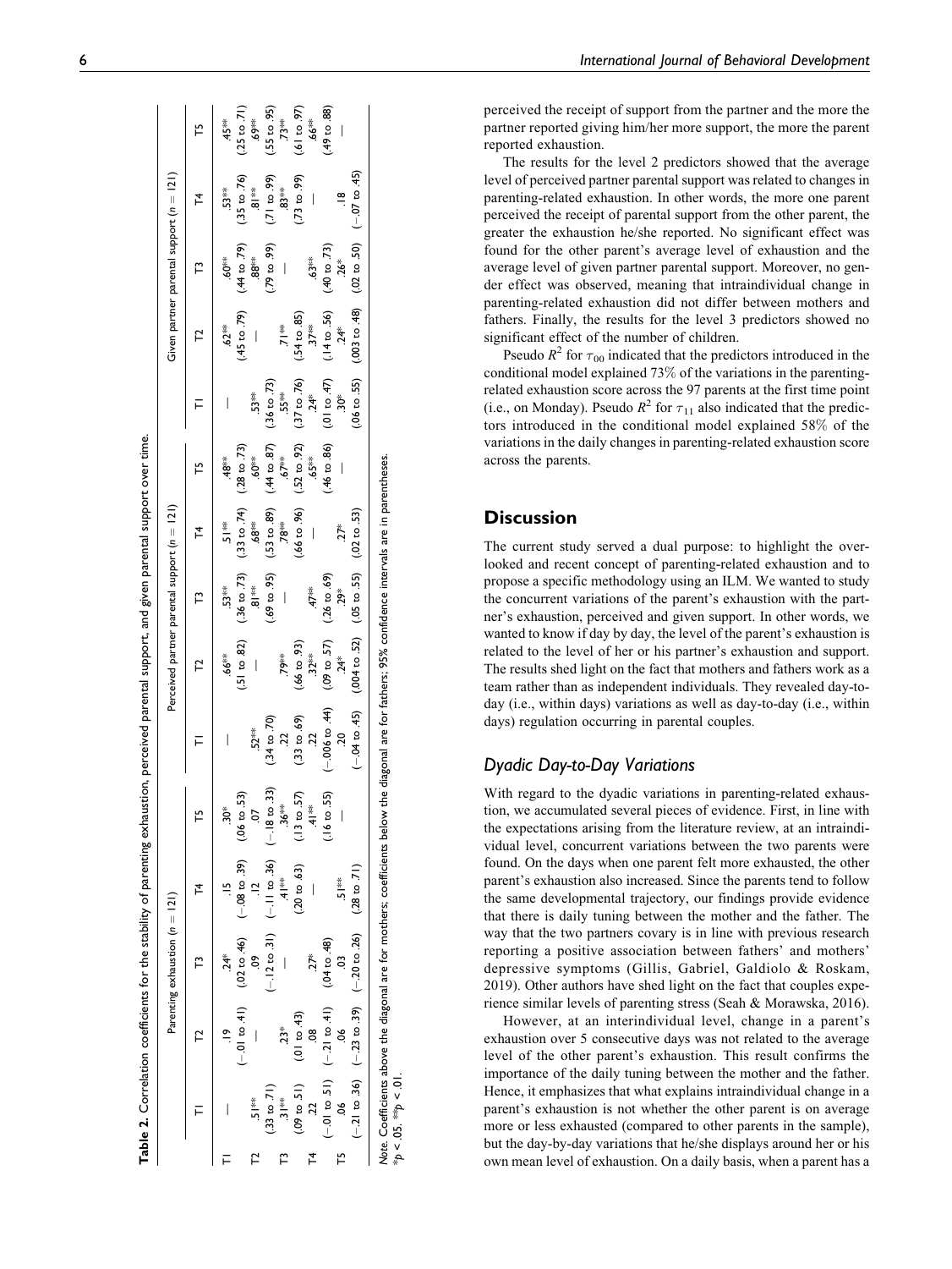**Table 2.** Correlation coefficients for the stability of parenting exhaustion, perceived parental support, and given parental support over time.

| | Parenting exhaustion ($n = 121$) | | | | | Perceived partner parental support ($n = 121$) | | | | | Given partner parental support ($n = 121$) | | | | |
|---|---|---|---|---|---|---|---|---|---|---|---|---|---|---|---|
| | T1 | T2 | T3 | T4 | T5 | T1 | T2 | T3 | T4 | T5 | T1 | T2 | T3 | T4 | T5 |
| T1 | — | .19 | .24* | .15 | .30* | — | .66** | .53** | .51** | .48** | — | .62** | .60** | .53** | .45** |
| | | (−.01 to .41) | (.02 to .46) | (−.08 to .39) | (.06 to .53) | | (.51 to .82) | (.36 to .73) | (.33 to .74) | (.28 to .73) | | (.45 to .79) | (.44 to .79) | (.35 to .76) | (.25 to .71) |
| T2 | .51** | — | .09 | .12 | .07 | .52** | — | .81** | .68** | .60** | .53** | — | .88** | .81** | .69** |
| | (.33 to .71) | | (−.12 to .31) | (−.11 to .36) | (−.18 to .33) | (.34 to .70) | | (.69 to .95) | (.53 to .89) | (.44 to .87) | (.36 to .73) | | (.79 to .99) | (.71 to .99) | (.55 to .95) |
| T3 | .31** | .23* | — | .41** | .36** | .22 | .79** | — | .78** | .67** | .55** | .71** | — | .83** | .73** |
| | (.09 to .51) | (.01 to .43) | | (.20 to .63) | (.13 to .57) | (.33 to .69) | (.66 to .93) | | (.66 to .96) | (.52 to .92) | (.37 to .76) | (.54 to .85) | | (.73 to .99) | (.61 to .97) |
| T4 | .22 | .08 | .27* | — | .41** | .22 | .32** | .47** | — | .65** | .24* | .37** | .63** | — | .66** |
| | (−.01 to .51) | (−.21 to .41) | (.04 to .48) | | (.16 to .55) | (−.006 to .44) | (.09 to .57) | (.26 to .69) | | (.46 to .86) | (.01 to .47) | (.14 to .56) | (.40 to .73) | | (.49 to .88) |
| T5 | .06 | .06 | .03 | .51** | — | .20 | .24* | .29* | .27* | — | .30* | .24* | .26* | .18 | — |
| | (−.21 to .36) | (−.23 to .39) | (−.20 to .26) | (.28 to .71) | | (−.04 to .45) | (.004 to .52) | (.05 to .55) | (.02 to .53) | | (.06 to .55) | (.003 to .48) | (.02 to .50) | (−.07 to .45) | |

*Note.* Coefficients above the diagonal are for mothers; coefficients below the diagonal are for fathers; 95% confidence intervals are in parentheses.
*$p < .05$. **$p < .01$.

perceived the receipt of support from the partner and the more the partner reported giving him/her more support, the more the parent reported exhaustion.

The results for the level 2 predictors showed that the average level of perceived partner parental support was related to changes in parenting-related exhaustion. In other words, the more one parent perceived the receipt of parental support from the other parent, the greater the exhaustion he/she reported. No significant effect was found for the other parent's average level of exhaustion and the average level of given partner parental support. Moreover, no gender effect was observed, meaning that intraindividual change in parenting-related exhaustion did not differ between mothers and fathers. Finally, the results for the level 3 predictors showed no significant effect of the number of children.

Pseudo $R^2$ for $\tau_{00}$ indicated that the predictors introduced in the conditional model explained 73% of the variations in the parenting-related exhaustion score across the 97 parents at the first time point (i.e., on Monday). Pseudo $R^2$ for $\tau_{11}$ also indicated that the predictors introduced in the conditional model explained 58% of the variations in the daily changes in parenting-related exhaustion score across the parents.

## Discussion

The current study served a dual purpose: to highlight the overlooked and recent concept of parenting-related exhaustion and to propose a specific methodology using an ILM. We wanted to study the concurrent variations of the parent's exhaustion with the partner's exhaustion, perceived and given support. In other words, we wanted to know if day by day, the level of the parent's exhaustion is related to the level of her or his partner's exhaustion and support. The results shed light on the fact that mothers and fathers work as a team rather than as independent individuals. They revealed day-to-day (i.e., within days) variations as well as day-to-day (i.e., within days) regulation occurring in parental couples.

### Dyadic Day-to-Day Variations

With regard to the dyadic variations in parenting-related exhaustion, we accumulated several pieces of evidence. First, in line with the expectations arising from the literature review, at an intraindividual level, concurrent variations between the two parents were found. On the days when one parent felt more exhausted, the other parent's exhaustion also increased. Since the parents tend to follow the same developmental trajectory, our findings provide evidence that there is daily tuning between the mother and the father. The way that the two partners covary is in line with previous research reporting a positive association between fathers' and mothers' depressive symptoms (Gillis, Gabriel, Galdiolo & Roskam, 2019). Other authors have shed light on the fact that couples experience similar levels of parenting stress (Seah & Morawska, 2016).

However, at an interindividual level, change in a parent's exhaustion over 5 consecutive days was not related to the average level of the other parent's exhaustion. This result confirms the importance of the daily tuning between the mother and the father. Hence, it emphasizes that what explains intraindividual change in a parent's exhaustion is not whether the other parent is on average more or less exhausted (compared to other parents in the sample), but the day-by-day variations that he/she displays around her or his own mean level of exhaustion. On a daily basis, when a parent has a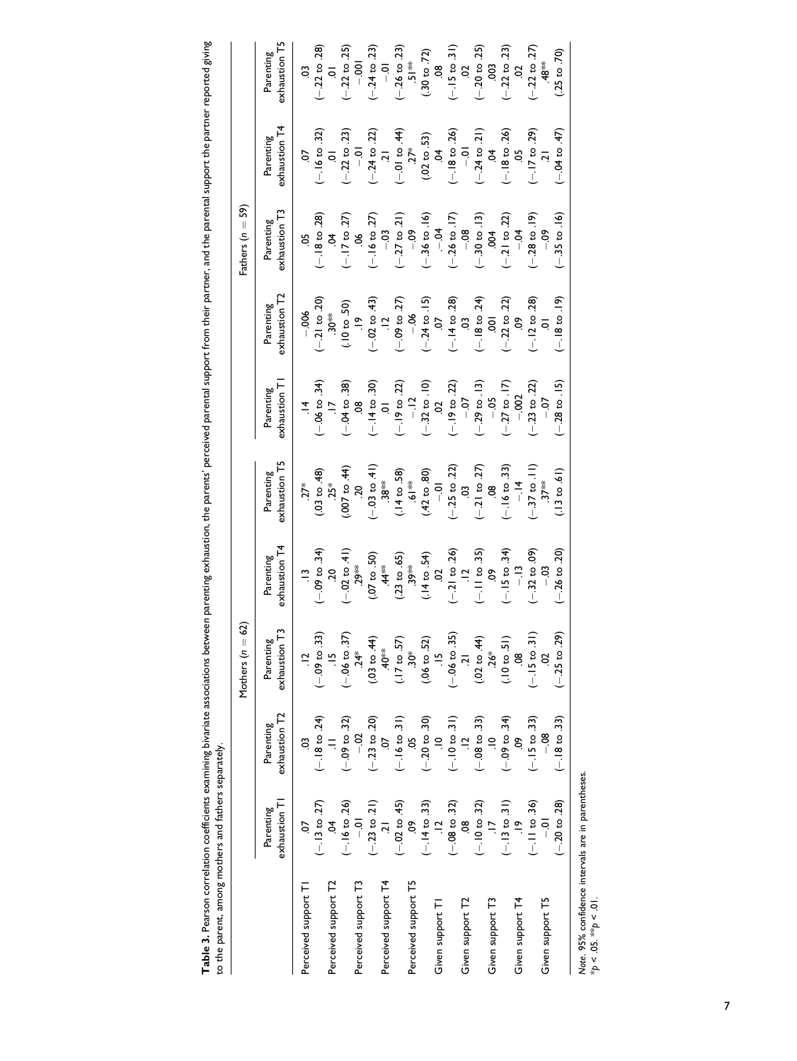**Table 3.** Pearson correlation coefficients examining bivariate associations between parenting exhaustion, the parents' perceived parental support from their partner, and the parental support the partner reported giving to the parent, among mothers and fathers separately.

| | Mothers ($n$ = 62) | | | | | Fathers ($n$ = 59) | | | | |
|---|---|---|---|---|---|---|---|---|---|---|
| | Parenting exhaustion T1 | Parenting exhaustion T2 | Parenting exhaustion T3 | Parenting exhaustion T4 | Parenting exhaustion T5 | Parenting exhaustion T1 | Parenting exhaustion T2 | Parenting exhaustion T3 | Parenting exhaustion T4 | Parenting exhaustion T5 |
| Perceived support T1 | .07 | .03 | .12 | .13 | .27* | .14 | −.006 | .05 | .07 | .03 |
| | (−.13 to .27) | (−.18 to .24) | (−.09 to .33) | (−.09 to .34) | (.03 to .48) | (−.06 to .34) | (−.21 to .20) | (−.18 to .28) | (−.16 to .32) | (−.22 to .28) |
| Perceived support T2 | .04 | .11 | .15 | .20 | .25* | .17 | .30** | .04 | .01 | .01 |
| | (−.16 to .26) | (−.09 to .32) | (−.06 to .37) | (−.02 to .41) | (.007 to .44) | (−.04 to .38) | (.10 to .50) | (−.17 to .27) | (−.22 to .23) | (−.22 to .25) |
| Perceived support T3 | −.01 | −.02 | .24* | .29** | .20 | .08 | .19 | .06 | −.01 | −.001 |
| | (−.23 to .21) | (−.23 to .20) | (.03 to .44) | (.07 to .50) | (−.03 to .41) | (−.14 to .30) | (−.02 to .43) | (−.16 to .27) | (−.24 to .22) | (−.24 to .23) |
| Perceived support T4 | .21 | .07 | .40** | .44** | .38** | .01 | .12 | −.03 | .21 | −.01 |
| | (−.02 to .45) | (−.16 to .31) | (.17 to .57) | (.23 to .65) | (.14 to .58) | (−.19 to .22) | (−.09 to .27) | (−.27 to .21) | (−.01 to .44) | (−.26 to .23) |
| Perceived support T5 | .09 | .05 | .30* | .39** | .61** | −.12 | −.06 | −.09 | .27* | .51** |
| | (−.14 to .33) | (−.20 to .30) | (.06 to .52) | (.14 to .54) | (.42 to .80) | (−.32 to .10) | (−.24 to .15) | (−.36 to .16) | (.02 to .53) | (.30 to .72) |
| Given support T1 | .12 | .10 | .15 | .02 | −.01 | .02 | .07 | −.04 | .04 | .08 |
| | (−.08 to .32) | (−.10 to .31) | (−.06 to .35) | (−.21 to .26) | (−.25 to .22) | (−.19 to .22) | (−.14 to .28) | (−.26 to .17) | (−.18 to .26) | (−.15 to .31) |
| Given support T2 | .08 | .12 | .21 | .12 | .03 | −.07 | .03 | −.08 | −.01 | .02 |
| | (−.10 to .32) | (−.08 to .33) | (.02 to .44) | (−.11 to .35) | (−.21 to .27) | (−.29 to .13) | (−.18 to .24) | (−.30 to .13) | (−.24 to .21) | (−.20 to .25) |
| Given support T3 | .17 | .10 | .26* | .09 | .08 | −.05 | .001 | .004 | .04 | .003 |
| | (−.13 to .31) | (−.09 to .34) | (.10 to .51) | (−.15 to .34) | (−.16 to .33) | (−.27 to .17) | (−.22 to .22) | (−.21 to .22) | (−.18 to .26) | (−.22 to .23) |
| Given support T4 | .19 | .09 | .08 | −.13 | −.14 | −.002 | .09 | −.04 | .05 | .02 |
| | (−.11 to .36) | (−.15 to .33) | (−.15 to .31) | (−.32 to .09) | (−.37 to .11) | (−.23 to .22) | (−.12 to .28) | (−.28 to .19) | (−.17 to .29) | (−.22 to .27) |
| Given support T5 | −.01 | −.08 | .02 | −.03 | .37** | −.07 | .01 | −.09 | .21 | .48** |
| | (−.20 to .28) | (−.18 to .33) | (−.25 to .29) | (−.26 to .20) | (.13 to .61) | (−.28 to .15) | (−.18 to .19) | (−.35 to .16) | (−.04 to .47) | (.25 to .70) |

*Note.* 95% confidence intervals are in parentheses.
*$p$ < .05. **$p$ < .01.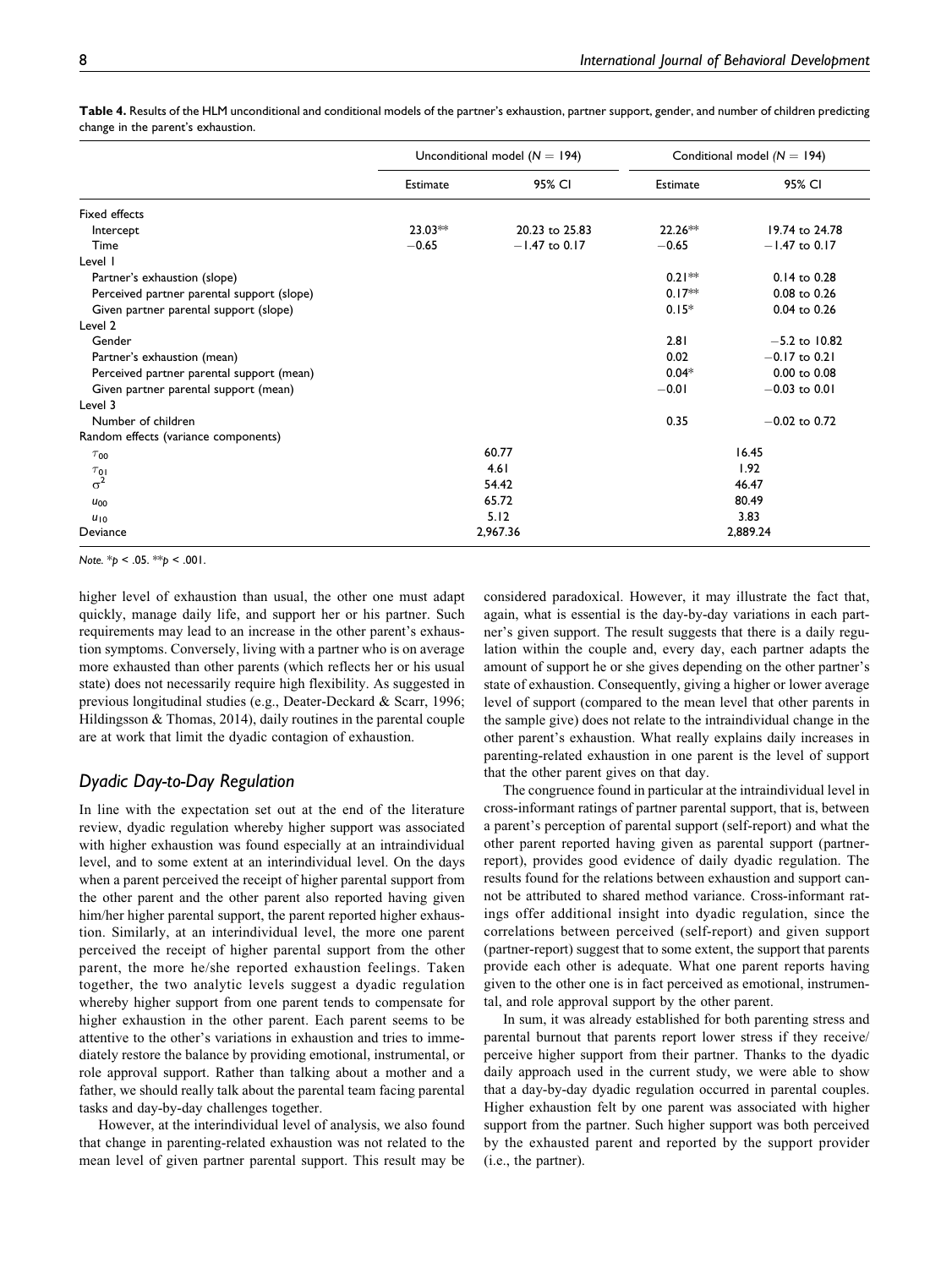**Table 4.** Results of the HLM unconditional and conditional models of the partner's exhaustion, partner support, gender, and number of children predicting change in the parent's exhaustion.

| | Unconditional model ($N = 194$) | | Conditional model ($N = 194$) | |
|---|---|---|---|---|
| | Estimate | 95% CI | Estimate | 95% CI |
| Fixed effects | | | | |
| Intercept | 23.03** | 20.23 to 25.83 | 22.26** | 19.74 to 24.78 |
| Time | −0.65 | −1.47 to 0.17 | −0.65 | −1.47 to 0.17 |
| Level 1 | | | | |
| Partner's exhaustion (slope) | | | 0.21** | 0.14 to 0.28 |
| Perceived partner parental support (slope) | | | 0.17** | 0.08 to 0.26 |
| Given partner parental support (slope) | | | 0.15* | 0.04 to 0.26 |
| Level 2 | | | | |
| Gender | | | 2.81 | −5.2 to 10.82 |
| Partner's exhaustion (mean) | | | 0.02 | −0.17 to 0.21 |
| Perceived partner parental support (mean) | | | 0.04* | 0.00 to 0.08 |
| Given partner parental support (mean) | | | −0.01 | −0.03 to 0.01 |
| Level 3 | | | | |
| Number of children | | | 0.35 | −0.02 to 0.72 |
| Random effects (variance components) | | | | |
| $\tau_{00}$ | 60.77 | | 16.45 | |
| $\tau_{01}$ | 4.61 | | 1.92 | |
| $\sigma^2$ | 54.42 | | 46.47 | |
| $u_{00}$ | 65.72 | | 80.49 | |
| $u_{10}$ | 5.12 | | 3.83 | |
| Deviance | 2,967.36 | | 2,889.24 | |

*Note.* *$p < .05$. **$p < .001$.

higher level of exhaustion than usual, the other one must adapt quickly, manage daily life, and support her or his partner. Such requirements may lead to an increase in the other parent's exhaustion symptoms. Conversely, living with a partner who is on average more exhausted than other parents (which reflects her or his usual state) does not necessarily require high flexibility. As suggested in previous longitudinal studies (e.g., Deater-Deckard & Scarr, 1996; Hildingsson & Thomas, 2014), daily routines in the parental couple are at work that limit the dyadic contagion of exhaustion.

## Dyadic Day-to-Day Regulation

In line with the expectation set out at the end of the literature review, dyadic regulation whereby higher support was associated with higher exhaustion was found especially at an intraindividual level, and to some extent at an interindividual level. On the days when a parent perceived the receipt of higher parental support from the other parent and the other parent also reported having given him/her higher parental support, the parent reported higher exhaustion. Similarly, at an interindividual level, the more one parent perceived the receipt of higher parental support from the other parent, the more he/she reported exhaustion feelings. Taken together, the two analytic levels suggest a dyadic regulation whereby higher support from one parent tends to compensate for higher exhaustion in the other parent. Each parent seems to be attentive to the other's variations in exhaustion and tries to immediately restore the balance by providing emotional, instrumental, or role approval support. Rather than talking about a mother and a father, we should really talk about the parental team facing parental tasks and day-by-day challenges together.

However, at the interindividual level of analysis, we also found that change in parenting-related exhaustion was not related to the mean level of given partner parental support. This result may be considered paradoxical. However, it may illustrate the fact that, again, what is essential is the day-by-day variations in each partner's given support. The result suggests that there is a daily regulation within the couple and, every day, each partner adapts the amount of support he or she gives depending on the other partner's state of exhaustion. Consequently, giving a higher or lower average level of support (compared to the mean level that other parents in the sample give) does not relate to the intraindividual change in the other parent's exhaustion. What really explains daily increases in parenting-related exhaustion in one parent is the level of support that the other parent gives on that day.

The congruence found in particular at the intraindividual level in cross-informant ratings of partner parental support, that is, between a parent's perception of parental support (self-report) and what the other parent reported having given as parental support (partner-report), provides good evidence of daily dyadic regulation. The results found for the relations between exhaustion and support cannot be attributed to shared method variance. Cross-informant ratings offer additional insight into dyadic regulation, since the correlations between perceived (self-report) and given support (partner-report) suggest that to some extent, the support that parents provide each other is adequate. What one parent reports having given to the other one is in fact perceived as emotional, instrumental, and role approval support by the other parent.

In sum, it was already established for both parenting stress and parental burnout that parents report lower stress if they receive/perceive higher support from their partner. Thanks to the dyadic daily approach used in the current study, we were able to show that a day-by-day dyadic regulation occurred in parental couples. Higher exhaustion felt by one parent was associated with higher support from the partner. Such higher support was both perceived by the exhausted parent and reported by the support provider (i.e., the partner).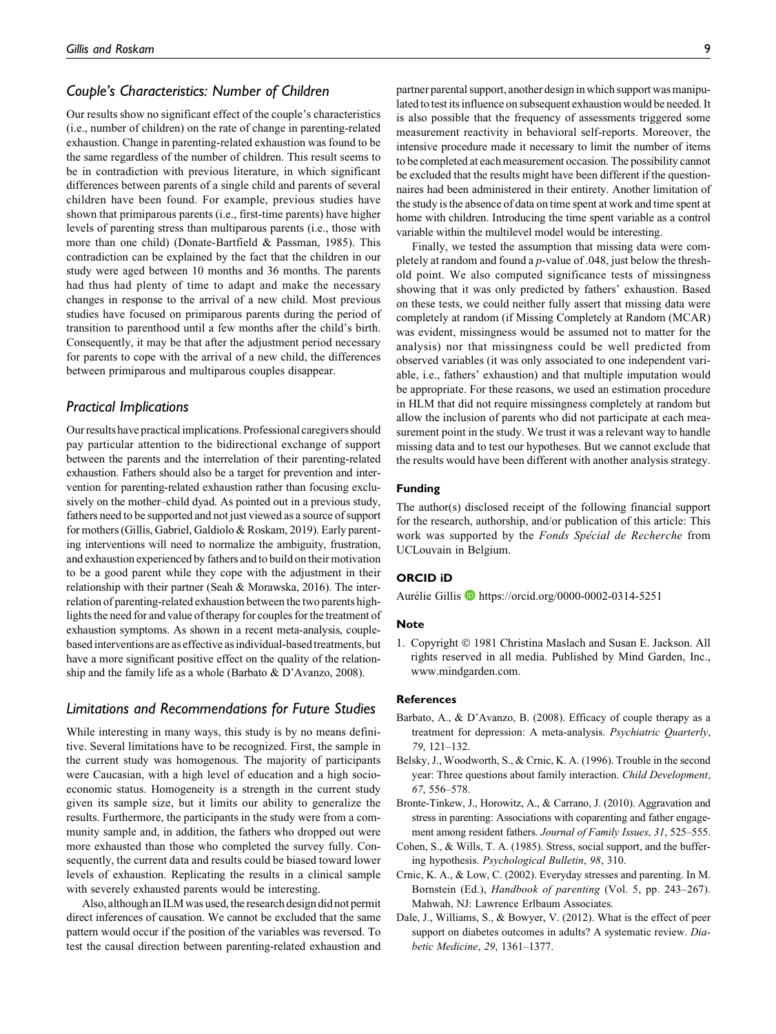## Couple's Characteristics: Number of Children

Our results show no significant effect of the couple's characteristics (i.e., number of children) on the rate of change in parenting-related exhaustion. Change in parenting-related exhaustion was found to be the same regardless of the number of children. This result seems to be in contradiction with previous literature, in which significant differences between parents of a single child and parents of several children have been found. For example, previous studies have shown that primiparous parents (i.e., first-time parents) have higher levels of parenting stress than multiparous parents (i.e., those with more than one child) (Donate-Bartfield & Passman, 1985). This contradiction can be explained by the fact that the children in our study were aged between 10 months and 36 months. The parents had thus had plenty of time to adapt and make the necessary changes in response to the arrival of a new child. Most previous studies have focused on primiparous parents during the period of transition to parenthood until a few months after the child's birth. Consequently, it may be that after the adjustment period necessary for parents to cope with the arrival of a new child, the differences between primiparous and multiparous couples disappear.

## Practical Implications

Our results have practical implications. Professional caregivers should pay particular attention to the bidirectional exchange of support between the parents and the interrelation of their parenting-related exhaustion. Fathers should also be a target for prevention and intervention for parenting-related exhaustion rather than focusing exclusively on the mother–child dyad. As pointed out in a previous study, fathers need to be supported and not just viewed as a source of support for mothers (Gillis, Gabriel, Galdiolo & Roskam, 2019). Early parenting interventions will need to normalize the ambiguity, frustration, and exhaustion experienced by fathers and to build on their motivation to be a good parent while they cope with the adjustment in their relationship with their partner (Seah & Morawska, 2016). The interrelation of parenting-related exhaustion between the two parents highlights the need for and value of therapy for couples for the treatment of exhaustion symptoms. As shown in a recent meta-analysis, couple-based interventions are as effective as individual-based treatments, but have a more significant positive effect on the quality of the relationship and the family life as a whole (Barbato & D'Avanzo, 2008).

## Limitations and Recommendations for Future Studies

While interesting in many ways, this study is by no means definitive. Several limitations have to be recognized. First, the sample in the current study was homogenous. The majority of participants were Caucasian, with a high level of education and a high socioeconomic status. Homogeneity is a strength in the current study given its sample size, but it limits our ability to generalize the results. Furthermore, the participants in the study were from a community sample and, in addition, the fathers who dropped out were more exhausted than those who completed the survey fully. Consequently, the current data and results could be biased toward lower levels of exhaustion. Replicating the results in a clinical sample with severely exhausted parents would be interesting.

Also, although an ILM was used, the research design did not permit direct inferences of causation. We cannot be excluded that the same pattern would occur if the position of the variables was reversed. To test the causal direction between parenting-related exhaustion and partner parental support, another design in which support was manipulated to test its influence on subsequent exhaustion would be needed. It is also possible that the frequency of assessments triggered some measurement reactivity in behavioral self-reports. Moreover, the intensive procedure made it necessary to limit the number of items to be completed at each measurement occasion. The possibility cannot be excluded that the results might have been different if the questionnaires had been administered in their entirety. Another limitation of the study is the absence of data on time spent at work and time spent at home with children. Introducing the time spent variable as a control variable within the multilevel model would be interesting.

Finally, we tested the assumption that missing data were completely at random and found a $p$-value of .048, just below the threshold point. We also computed significance tests of missingness showing that it was only predicted by fathers' exhaustion. Based on these tests, we could neither fully assert that missing data were completely at random (if Missing Completely at Random (MCAR) was evident, missingness would be assumed not to matter for the analysis) nor that missingness could be well predicted from observed variables (it was only associated to one independent variable, i.e., fathers' exhaustion) and that multiple imputation would be appropriate. For these reasons, we used an estimation procedure in HLM that did not require missingness completely at random but allow the inclusion of parents who did not participate at each measurement point in the study. We trust it was a relevant way to handle missing data and to test our hypotheses. But we cannot exclude that the results would have been different with another analysis strategy.

### Funding

The author(s) disclosed receipt of the following financial support for the research, authorship, and/or publication of this article: This work was supported by the *Fonds Spécial de Recherche* from UCLouvain in Belgium.

### ORCID iD

Aurélie Gillis https://orcid.org/0000-0002-0314-5251

### Note

1. Copyright © 1981 Christina Maslach and Susan E. Jackson. All rights reserved in all media. Published by Mind Garden, Inc., www.mindgarden.com.

### References

Barbato, A., & D'Avanzo, B. (2008). Efficacy of couple therapy as a treatment for depression: A meta-analysis. *Psychiatric Quarterly*, *79*, 121–132.

Belsky, J., Woodworth, S., & Crnic, K. A. (1996). Trouble in the second year: Three questions about family interaction. *Child Development*, *67*, 556–578.

Bronte-Tinkew, J., Horowitz, A., & Carrano, J. (2010). Aggravation and stress in parenting: Associations with coparenting and father engagement among resident fathers. *Journal of Family Issues*, *31*, 525–555.

Cohen, S., & Wills, T. A. (1985). Stress, social support, and the buffering hypothesis. *Psychological Bulletin*, *98*, 310.

Crnic, K. A., & Low, C. (2002). Everyday stresses and parenting. In M. Bornstein (Ed.), *Handbook of parenting* (Vol. 5, pp. 243–267). Mahwah, NJ: Lawrence Erlbaum Associates.

Dale, J., Williams, S., & Bowyer, V. (2012). What is the effect of peer support on diabetes outcomes in adults? A systematic review. *Diabetic Medicine*, *29*, 1361–1377.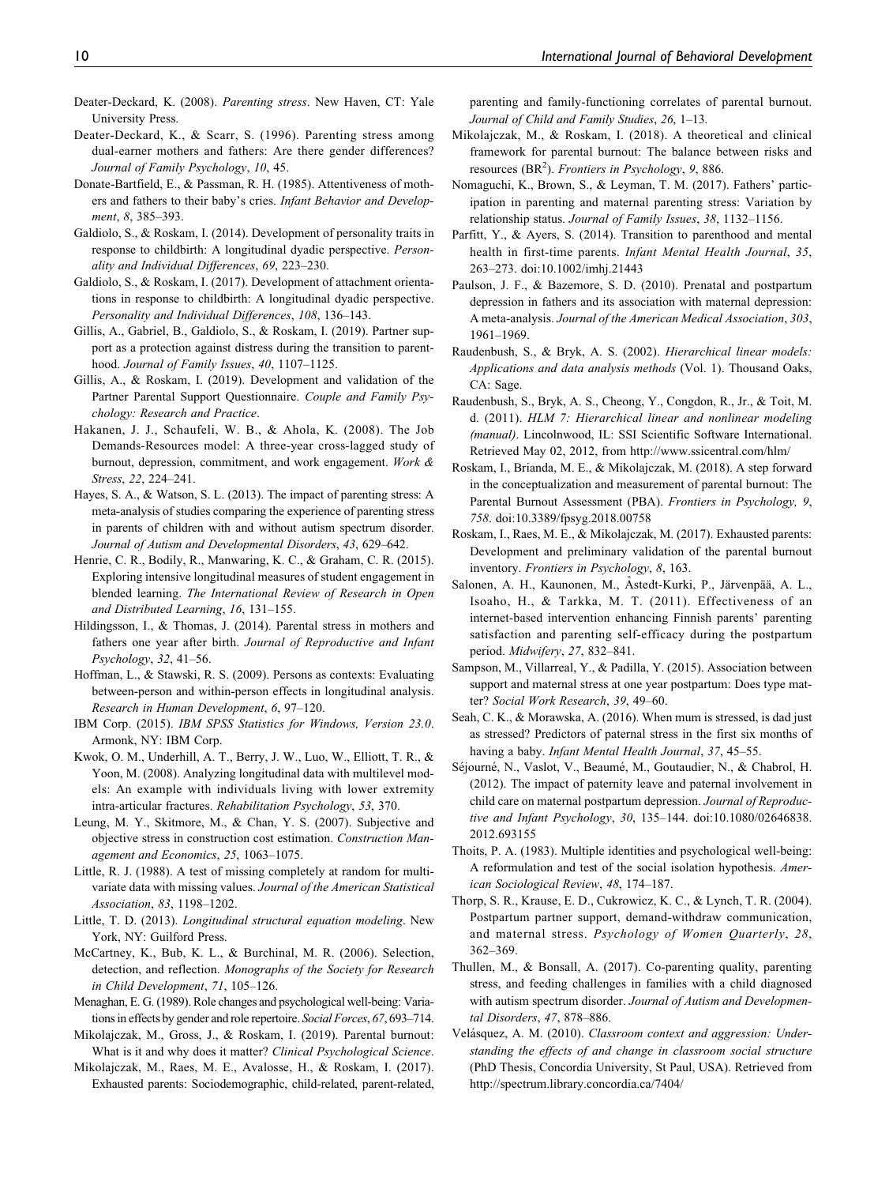Deater-Deckard, K. (2008). *Parenting stress*. New Haven, CT: Yale University Press.

Deater-Deckard, K., & Scarr, S. (1996). Parenting stress among dual-earner mothers and fathers: Are there gender differences? *Journal of Family Psychology*, *10*, 45.

Donate-Bartfield, E., & Passman, R. H. (1985). Attentiveness of mothers and fathers to their baby's cries. *Infant Behavior and Development*, *8*, 385–393.

Galdiolo, S., & Roskam, I. (2014). Development of personality traits in response to childbirth: A longitudinal dyadic perspective. *Personality and Individual Differences*, *69*, 223–230.

Galdiolo, S., & Roskam, I. (2017). Development of attachment orientations in response to childbirth: A longitudinal dyadic perspective. *Personality and Individual Differences*, *108*, 136–143.

Gillis, A., Gabriel, B., Galdiolo, S., & Roskam, I. (2019). Partner support as a protection against distress during the transition to parenthood. *Journal of Family Issues*, *40*, 1107–1125.

Gillis, A., & Roskam, I. (2019). Development and validation of the Partner Parental Support Questionnaire. *Couple and Family Psychology: Research and Practice*.

Hakanen, J. J., Schaufeli, W. B., & Ahola, K. (2008). The Job Demands-Resources model: A three-year cross-lagged study of burnout, depression, commitment, and work engagement. *Work & Stress*, *22*, 224–241.

Hayes, S. A., & Watson, S. L. (2013). The impact of parenting stress: A meta-analysis of studies comparing the experience of parenting stress in parents of children with and without autism spectrum disorder. *Journal of Autism and Developmental Disorders*, *43*, 629–642.

Henrie, C. R., Bodily, R., Manwaring, K. C., & Graham, C. R. (2015). Exploring intensive longitudinal measures of student engagement in blended learning. *The International Review of Research in Open and Distributed Learning*, *16*, 131–155.

Hildingsson, I., & Thomas, J. (2014). Parental stress in mothers and fathers one year after birth. *Journal of Reproductive and Infant Psychology*, *32*, 41–56.

Hoffman, L., & Stawski, R. S. (2009). Persons as contexts: Evaluating between-person and within-person effects in longitudinal analysis. *Research in Human Development*, *6*, 97–120.

IBM Corp. (2015). *IBM SPSS Statistics for Windows, Version 23.0*. Armonk, NY: IBM Corp.

Kwok, O. M., Underhill, A. T., Berry, J. W., Luo, W., Elliott, T. R., & Yoon, M. (2008). Analyzing longitudinal data with multilevel models: An example with individuals living with lower extremity intra-articular fractures. *Rehabilitation Psychology*, *53*, 370.

Leung, M. Y., Skitmore, M., & Chan, Y. S. (2007). Subjective and objective stress in construction cost estimation. *Construction Management and Economics*, *25*, 1063–1075.

Little, R. J. (1988). A test of missing completely at random for multivariate data with missing values. *Journal of the American Statistical Association*, *83*, 1198–1202.

Little, T. D. (2013). *Longitudinal structural equation modeling*. New York, NY: Guilford Press.

McCartney, K., Bub, K. L., & Burchinal, M. R. (2006). Selection, detection, and reflection. *Monographs of the Society for Research in Child Development*, *71*, 105–126.

Menaghan, E. G. (1989). Role changes and psychological well-being: Variations in effects by gender and role repertoire. *Social Forces*, *67*, 693–714.

Mikolajczak, M., Gross, J., & Roskam, I. (2019). Parental burnout: What is it and why does it matter? *Clinical Psychological Science*.

Mikolajczak, M., Raes, M. E., Avalosse, H., & Roskam, I. (2017). Exhausted parents: Sociodemographic, child-related, parent-related, parenting and family-functioning correlates of parental burnout. *Journal of Child and Family Studies*, *26*, 1–13.

Mikolajczak, M., & Roskam, I. (2018). A theoretical and clinical framework for parental burnout: The balance between risks and resources ($BR^2$). *Frontiers in Psychology*, *9*, 886.

Nomaguchi, K., Brown, S., & Leyman, T. M. (2017). Fathers' participation in parenting and maternal parenting stress: Variation by relationship status. *Journal of Family Issues*, *38*, 1132–1156.

Parfitt, Y., & Ayers, S. (2014). Transition to parenthood and mental health in first-time parents. *Infant Mental Health Journal*, *35*, 263–273. doi:10.1002/imhj.21443

Paulson, J. F., & Bazemore, S. D. (2010). Prenatal and postpartum depression in fathers and its association with maternal depression: A meta-analysis. *Journal of the American Medical Association*, *303*, 1961–1969.

Raudenbush, S., & Bryk, A. S. (2002). *Hierarchical linear models: Applications and data analysis methods* (Vol. 1). Thousand Oaks, CA: Sage.

Raudenbush, S., Bryk, A. S., Cheong, Y., Congdon, R., Jr., & Toit, M. d. (2011). *HLM 7: Hierarchical linear and nonlinear modeling (manual)*. Lincolnwood, IL: SSI Scientific Software International. Retrieved May 02, 2012, from http://www.ssicentral.com/hlm/

Roskam, I., Brianda, M. E., & Mikolajczak, M. (2018). A step forward in the conceptualization and measurement of parental burnout: The Parental Burnout Assessment (PBA). *Frontiers in Psychology, 9*, *758*. doi:10.3389/fpsyg.2018.00758

Roskam, I., Raes, M. E., & Mikolajczak, M. (2017). Exhausted parents: Development and preliminary validation of the parental burnout inventory. *Frontiers in Psychology*, *8*, 163.

Salonen, A. H., Kaunonen, M., Åstedt-Kurki, P., Järvenpää, A. L., Isoaho, H., & Tarkka, M. T. (2011). Effectiveness of an internet-based intervention enhancing Finnish parents' parenting satisfaction and parenting self-efficacy during the postpartum period. *Midwifery*, *27*, 832–841.

Sampson, M., Villarreal, Y., & Padilla, Y. (2015). Association between support and maternal stress at one year postpartum: Does type matter? *Social Work Research*, *39*, 49–60.

Seah, C. K., & Morawska, A. (2016). When mum is stressed, is dad just as stressed? Predictors of paternal stress in the first six months of having a baby. *Infant Mental Health Journal*, *37*, 45–55.

Séjourné, N., Vaslot, V., Beaumé, M., Goutaudier, N., & Chabrol, H. (2012). The impact of paternity leave and paternal involvement in child care on maternal postpartum depression. *Journal of Reproductive and Infant Psychology*, *30*, 135–144. doi:10.1080/02646838.2012.693155

Thoits, P. A. (1983). Multiple identities and psychological well-being: A reformulation and test of the social isolation hypothesis. *American Sociological Review*, *48*, 174–187.

Thorp, S. R., Krause, E. D., Cukrowicz, K. C., & Lynch, T. R. (2004). Postpartum partner support, demand-withdraw communication, and maternal stress. *Psychology of Women Quarterly*, *28*, 362–369.

Thullen, M., & Bonsall, A. (2017). Co-parenting quality, parenting stress, and feeding challenges in families with a child diagnosed with autism spectrum disorder. *Journal of Autism and Developmental Disorders*, *47*, 878–886.

Velásquez, A. M. (2010). *Classroom context and aggression: Understanding the effects of and change in classroom social structure* (PhD Thesis, Concordia University, St Paul, USA). Retrieved from http://spectrum.library.concordia.ca/7404/